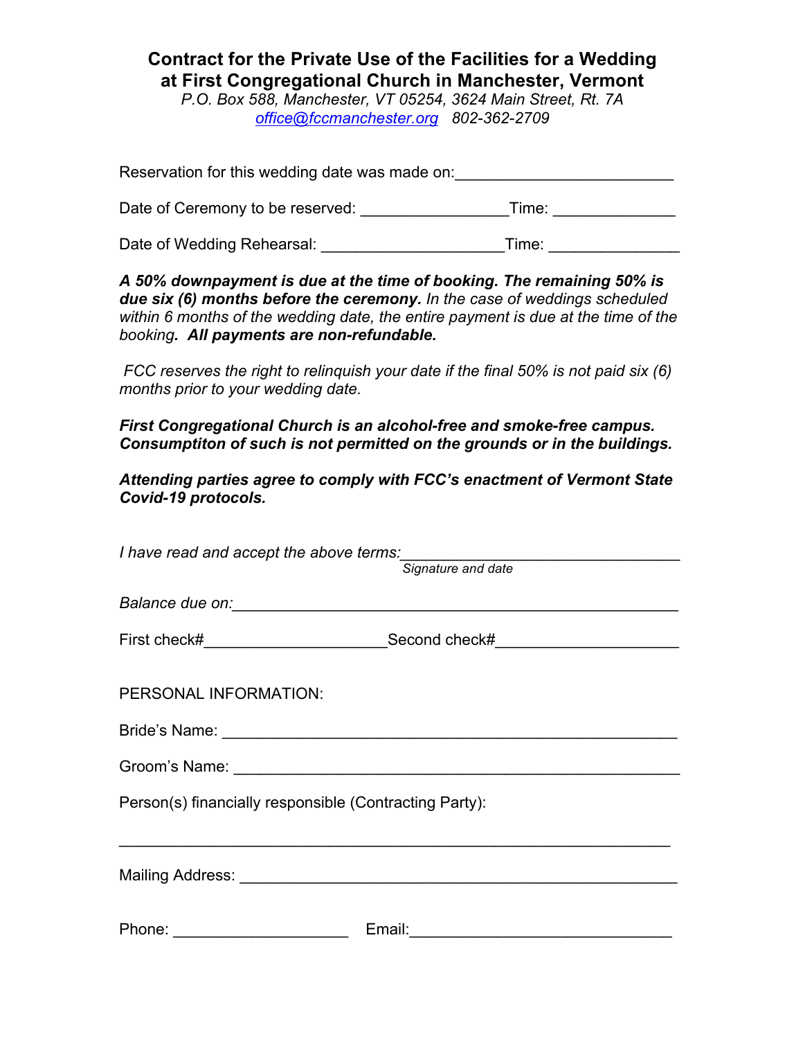# Contract for the Private Use of the Facilities for a Wedding at First Congregational Church in Manchester, Vermont

*P.O. Box 588, Manchester, VT 05254, 3624 Main Street, Rt. 7A*
*office@fccmanchester.org 802-362-2709*

Reservation for this wedding date was made on:_________________________

Date of Ceremony to be reserved: ________________Time: ______________

Date of Wedding Rehearsal: ____________________Time: _______________

***A 50% downpayment is due at the time of booking. The remaining 50% is due six (6) months before the ceremony.*** *In the case of weddings scheduled within 6 months of the wedding date, the entire payment is due at the time of the booking****. All payments are non-refundable.***

*FCC reserves the right to relinquish your date if the final 50% is not paid six (6) months prior to your wedding date.*

***First Congregational Church is an alcohol-free and smoke-free campus. Consumptiton of such is not permitted on the grounds or in the buildings.***

***Attending parties agree to comply with FCC's enactment of Vermont State Covid-19 protocols.***

*I have read and accept the above terms:*________________________________
*Signature and date*

*Balance due on:*__________________________________________________

First check#____________________Second check#____________________

PERSONAL INFORMATION:

Bride's Name: __________________________________________________

Groom's Name: _________________________________________________

Person(s) financially responsible (Contracting Party):

______________________________________________________________

Mailing Address: ________________________________________________

Phone: ___________________ Email:_____________________________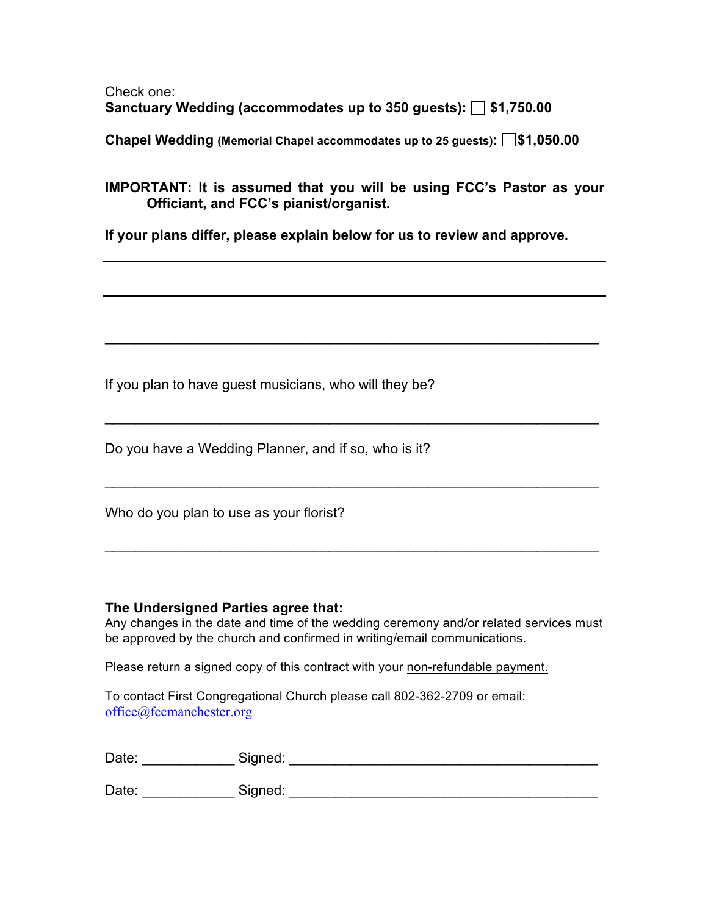Check one:

**Sanctuary Wedding (accommodates up to 350 guests): ☐ $1,750.00**

**Chapel Wedding (Memorial Chapel accommodates up to 25 guests): ☐ $1,050.00**

**IMPORTANT: It is assumed that you will be using FCC's Pastor as your Officiant, and FCC's pianist/organist.**

**If your plans differ, please explain below for us to review and approve.**

______________________________________________________________

______________________________________________________________

______________________________________________________________

If you plan to have guest musicians, who will they be?

______________________________________________________________

Do you have a Wedding Planner, and if so, who is it?

______________________________________________________________

Who do you plan to use as your florist?

______________________________________________________________

**The Undersigned Parties agree that:**

Any changes in the date and time of the wedding ceremony and/or related services must be approved by the church and confirmed in writing/email communications.

Please return a signed copy of this contract with your non-refundable payment.

To contact First Congregational Church please call 802-362-2709 or email: office@fccmanchester.org

Date: ____________ Signed: ________________________________________

Date: ____________ Signed: ________________________________________